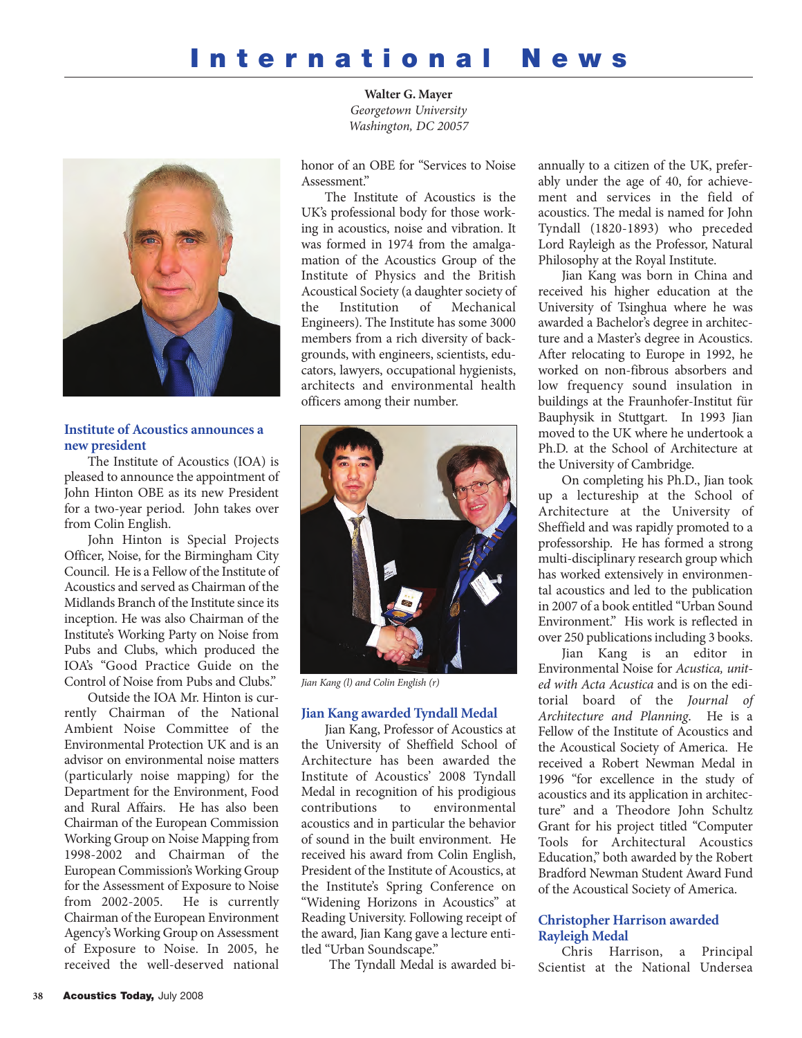# International News

**Walter G. Mayer**
*Georgetown University*
*Washington, DC 20057*

## Institute of Acoustics announces a new president

The Institute of Acoustics (IOA) is pleased to announce the appointment of John Hinton OBE as its new President for a two-year period. John takes over from Colin English.

John Hinton is Special Projects Officer, Noise, for the Birmingham City Council. He is a Fellow of the Institute of Acoustics and served as Chairman of the Midlands Branch of the Institute since its inception. He was also Chairman of the Institute's Working Party on Noise from Pubs and Clubs, which produced the IOA's "Good Practice Guide on the Control of Noise from Pubs and Clubs."

Outside the IOA Mr. Hinton is currently Chairman of the National Ambient Noise Committee of the Environmental Protection UK and is an advisor on environmental noise matters (particularly noise mapping) for the Department for the Environment, Food and Rural Affairs. He has also been Chairman of the European Commission Working Group on Noise Mapping from 1998-2002 and Chairman of the European Commission's Working Group for the Assessment of Exposure to Noise from 2002-2005. He is currently Chairman of the European Environment Agency's Working Group on Assessment of Exposure to Noise. In 2005, he received the well-deserved national honor of an OBE for "Services to Noise Assessment."

The Institute of Acoustics is the UK's professional body for those working in acoustics, noise and vibration. It was formed in 1974 from the amalgamation of the Acoustics Group of the Institute of Physics and the British Acoustical Society (a daughter society of the Institution of Mechanical Engineers). The Institute has some 3000 members from a rich diversity of backgrounds, with engineers, scientists, educators, lawyers, occupational hygienists, architects and environmental health officers among their number.

*Jian Kang (l) and Colin English (r)*

## Jian Kang awarded Tyndall Medal

Jian Kang, Professor of Acoustics at the University of Sheffield School of Architecture has been awarded the Institute of Acoustics' 2008 Tyndall Medal in recognition of his prodigious contributions to environmental acoustics and in particular the behavior of sound in the built environment. He received his award from Colin English, President of the Institute of Acoustics, at the Institute's Spring Conference on "Widening Horizons in Acoustics" at Reading University. Following receipt of the award, Jian Kang gave a lecture entitled "Urban Soundscape."

The Tyndall Medal is awarded biannually to a citizen of the UK, preferably under the age of 40, for achievement and services in the field of acoustics. The medal is named for John Tyndall (1820-1893) who preceded Lord Rayleigh as the Professor, Natural Philosophy at the Royal Institute.

Jian Kang was born in China and received his higher education at the University of Tsinghua where he was awarded a Bachelor's degree in architecture and a Master's degree in Acoustics. After relocating to Europe in 1992, he worked on non-fibrous absorbers and low frequency sound insulation in buildings at the Fraunhofer-Institut für Bauphysik in Stuttgart. In 1993 Jian moved to the UK where he undertook a Ph.D. at the School of Architecture at the University of Cambridge.

On completing his Ph.D., Jian took up a lectureship at the School of Architecture at the University of Sheffield and was rapidly promoted to a professorship. He has formed a strong multi-disciplinary research group which has worked extensively in environmental acoustics and led to the publication in 2007 of a book entitled "Urban Sound Environment." His work is reflected in over 250 publications including 3 books.

Jian Kang is an editor in Environmental Noise for *Acustica, united with Acta Acustica* and is on the editorial board of the *Journal of Architecture and Planning.* He is a Fellow of the Institute of Acoustics and the Acoustical Society of America. He received a Robert Newman Medal in 1996 "for excellence in the study of acoustics and its application in architecture" and a Theodore John Schultz Grant for his project titled "Computer Tools for Architectural Acoustics Education," both awarded by the Robert Bradford Newman Student Award Fund of the Acoustical Society of America.

## Christopher Harrison awarded Rayleigh Medal

Chris Harrison, a Principal Scientist at the National Undersea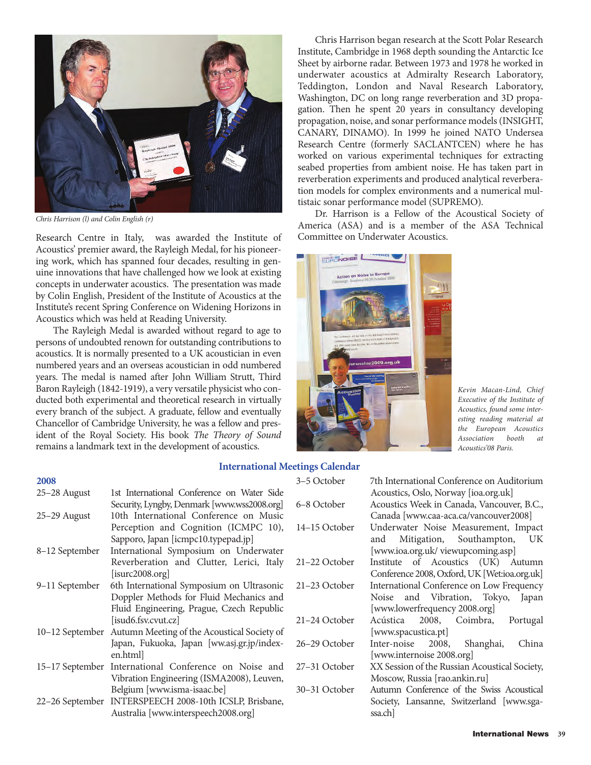*Chris Harrison (l) and Colin English (r)*

Research Centre in Italy, was awarded the Institute of Acoustics' premier award, the Rayleigh Medal, for his pioneering work, which has spanned four decades, resulting in genuine innovations that have challenged how we look at existing concepts in underwater acoustics. The presentation was made by Colin English, President of the Institute of Acoustics at the Institute's recent Spring Conference on Widening Horizons in Acoustics which was held at Reading University.

The Rayleigh Medal is awarded without regard to age to persons of undoubted renown for outstanding contributions to acoustics. It is normally presented to a UK acoustician in even numbered years and an overseas acoustician in odd numbered years. The medal is named after John William Strutt, Third Baron Rayleigh (1842-1919), a very versatile physicist who conducted both experimental and theoretical research in virtually every branch of the subject. A graduate, fellow and eventually Chancellor of Cambridge University, he was a fellow and president of the Royal Society. His book *The Theory of Sound* remains a landmark text in the development of acoustics.

Chris Harrison began research at the Scott Polar Research Institute, Cambridge in 1968 depth sounding the Antarctic Ice Sheet by airborne radar. Between 1973 and 1978 he worked in underwater acoustics at Admiralty Research Laboratory, Teddington, London and Naval Research Laboratory, Washington, DC on long range reverberation and 3D propagation. Then he spent 20 years in consultancy developing propagation, noise, and sonar performance models (INSIGHT, CANARY, DINAMO). In 1999 he joined NATO Undersea Research Centre (formerly SACLANTCEN) where he has worked on various experimental techniques for extracting seabed properties from ambient noise. He has taken part in reverberation experiments and produced analytical reverberation models for complex environments and a numerical multistaic sonar performance model (SUPREMO).

Dr. Harrison is a Fellow of the Acoustical Society of America (ASA) and is a member of the ASA Technical Committee on Underwater Acoustics.

*Kevin Macan-Lind, Chief Executive of the Institute of Acoustics, found some interesting reading material at the European Acoustics Association booth at Acoustics'08 Paris.*

## International Meetings Calendar

**2008**

| | |
|---|---|
| 25–28 August | 1st International Conference on Water Side Security, Lyngby, Denmark [www.wss2008.org] |
| 25–29 August | 10th International Conference on Music Perception and Cognition (ICMPC 10), Sapporo, Japan [icmpc10.typepad.jp] |
| 8–12 September | International Symposium on Underwater Reverberation and Clutter, Lerici, Italy [isurc2008.org] |
| 9–11 September | 6th International Symposium on Ultrasonic Doppler Methods for Fluid Mechanics and Fluid Engineering, Prague, Czech Republic [isud6.fsv.cvut.cz] |
| 10–12 September | Autumn Meeting of the Acoustical Society of Japan, Fukuoka, Japan [ww.asj.gr.jp/index-en.html] |
| 15–17 September | International Conference on Noise and Vibration Engineering (ISMA2008), Leuven, Belgium [www.isma-isaac.be] |
| 22–26 September | INTERSPEECH 2008-10th ICSLP, Brisbane, Australia [www.interspeech2008.org] |
| 3–5 October | 7th International Conference on Auditorium Acoustics, Oslo, Norway [ioa.org.uk] |
| 6–8 October | Acoustics Week in Canada, Vancouver, B.C., Canada [www.caa-aca.ca/vancouver2008] |
| 14–15 October | Underwater Noise Measurement, Impact and Mitigation, Southampton, UK [www.ioa.org.uk/ viewupcoming.asp] |
| 21–22 October | Institute of Acoustics (UK) Autumn Conference 2008, Oxford, UK [Wet:ioa.org.uk] |
| 21–23 October | International Conference on Low Frequency Noise and Vibration, Tokyo, Japan [www.lowerfrequency 2008.org] |
| 21–24 October | Acústica 2008, Coimbra, Portugal [www.spacustica.pt] |
| 26–29 October | Inter-noise 2008, Shanghai, China [www.internoise 2008.org] |
| 27–31 October | XX Session of the Russian Acoustical Society, Moscow, Russia [rao.ankin.ru] |
| 30–31 October | Autumn Conference of the Swiss Acoustical Society, Lansanne, Switzerland [www.sga-ssa.ch] |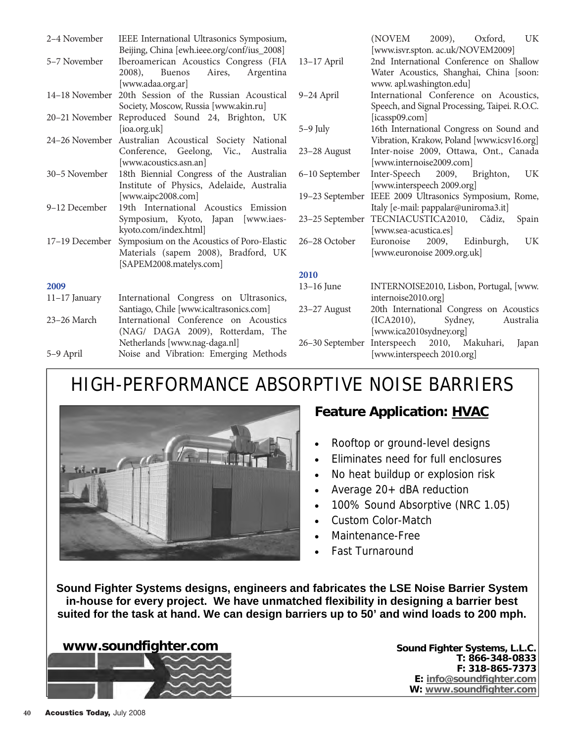| | |
|---|---|
| 2–4 November | IEEE International Ultrasonics Symposium, Beijing, China [ewh.ieee.org/conf/ius_2008] |
| 5–7 November | Iberoamerican Acoustics Congress (FIA 2008), Buenos Aires, Argentina [www.adaa.org.ar] |
| 14–18 November | 20th Session of the Russian Acoustical Society, Moscow, Russia [www.akin.ru] |
| 20–21 November | Reproduced Sound 24, Brighton, UK [ioa.org.uk] |
| 24–26 November | Australian Acoustical Society National Conference, Geelong, Vic., Australia [www.acoustics.asn.an] |
| 30–5 November | 18th Biennial Congress of the Australian Institute of Physics, Adelaide, Australia [www.aipc2008.com] |
| 9–12 December | 19th International Acoustics Emission Symposium, Kyoto, Japan [www.iaes-kyoto.com/index.html] |
| 17–19 December | Symposium on the Acoustics of Poro-Elastic Materials (sapem 2008), Bradford, UK [SAPEM2008.matelys.com] |

**2009**

| | |
|---|---|
| 11–17 January | International Congress on Ultrasonics, Santiago, Chile [www.icaltrasonics.com] |
| 23–26 March | International Conference on Acoustics (NAG/ DAGA 2009), Rotterdam, The Netherlands [www.nag-daga.nl] |
| 5–9 April | Noise and Vibration: Emerging Methods (NOVEM 2009), Oxford, UK [www.isvr.spton. ac.uk/NOVEM2009] |
| 13–17 April | 2nd International Conference on Shallow Water Acoustics, Shanghai, China [soon: www. apl.washington.edu] |
| 9–24 April | International Conference on Acoustics, Speech, and Signal Processing, Taipei. R.O.C. [icassp09.com] |
| 5–9 July | 16th International Congress on Sound and Vibration, Krakow, Poland [www.icsv16.org] |
| 23–28 August | Inter-noise 2009, Ottawa, Ont., Canada [www.internoise2009.com] |
| 6–10 September | Inter-Speech 2009, Brighton, UK [www.interspeech 2009.org] |
| 19–23 September | IEEE 2009 Ultrasonics Symposium, Rome, Italy [e-mail: pappalar@uniroma3.it] |
| 23–25 September | TECNIACUSTICA2010, Cădiz, Spain [www.sea-acustica.es] |
| 26–28 October | Euronoise 2009, Edinburgh, UK [www.euronoise 2009.org.uk] |

**2010**

| | |
|---|---|
| 13–16 June | INTERNOISE2010, Lisbon, Portugal, [www.internoise2010.org] |
| 23–27 August | 20th International Congress on Acoustics (ICA2010), Sydney, Australia [www.ica2010sydney.org] |
| 26–30 September | Interspeech 2010, Makuhari, Japan [www.interspeech 2010.org] |

# HIGH-PERFORMANCE ABSORPTIVE NOISE BARRIERS

**Feature Application: HVAC**

- Rooftop or ground-level designs
- Eliminates need for full enclosures
- No heat buildup or explosion risk
- Average 20+ dBA reduction
- 100% Sound Absorptive (NRC 1.05)
- Custom Color-Match
- Maintenance-Free
- Fast Turnaround

**Sound Fighter Systems designs, engineers and fabricates the LSE Noise Barrier System in-house for every project. We have unmatched flexibility in designing a barrier best suited for the task at hand. We can design barriers up to 50' and wind loads to 200 mph.**

**www.soundfighter.com**

**Sound Fighter Systems, L.L.C.**
**T: 866-348-0833**
**F: 318-865-7373**
**E: info@soundfighter.com**
**W: www.soundfighter.com**